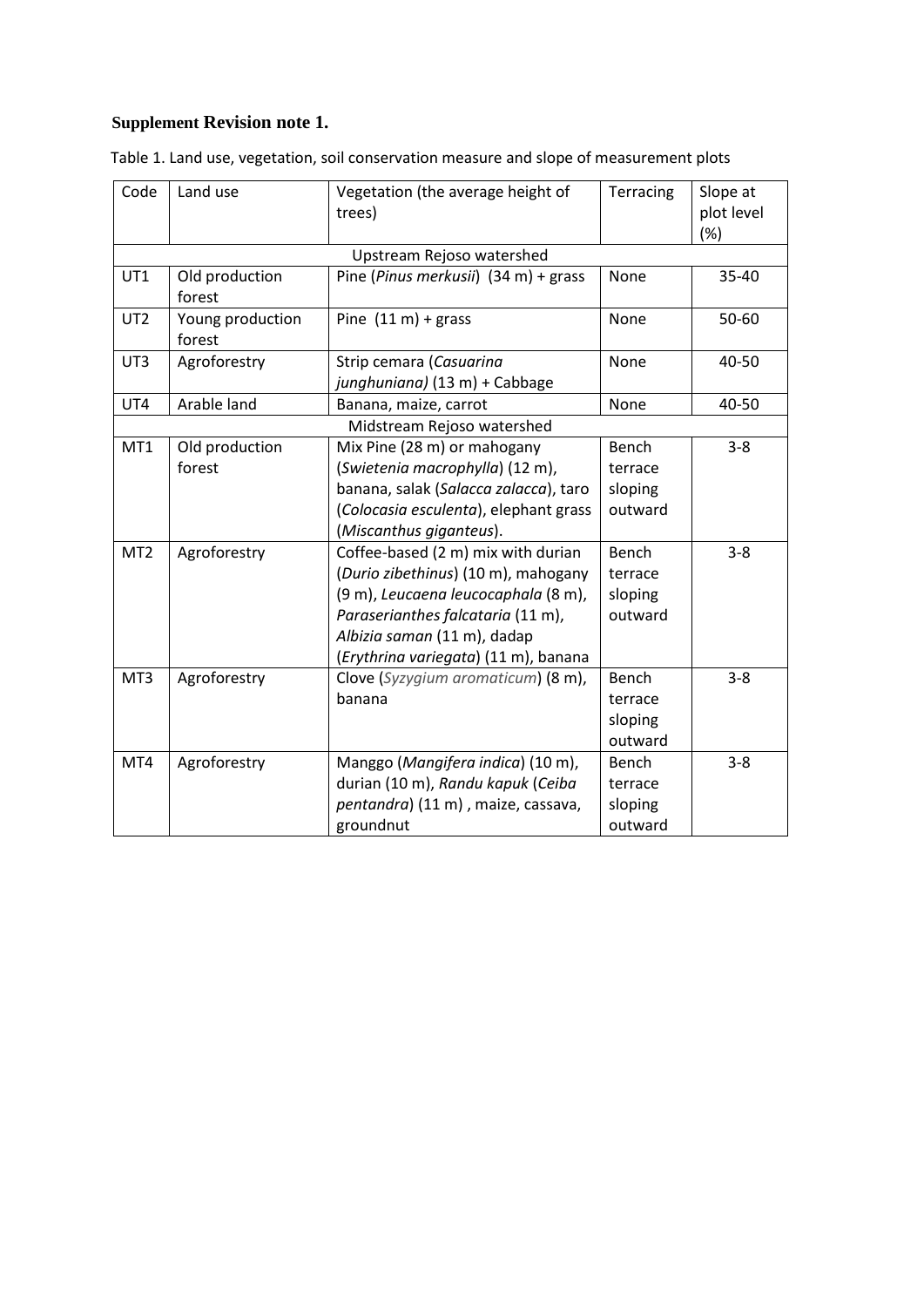**Supplement Revision note 1.**

Table 1. Land use, vegetation, soil conservation measure and slope of measurement plots

| Code | Land use | Vegetation (the average height of trees) | Terracing | Slope at plot level (%) |
|---|---|---|---|---|
| Upstream Rejoso watershed | | | | |
| UT1 | Old production forest | Pine (*Pinus merkusii*) (34 m) + grass | None | 35-40 |
| UT2 | Young production forest | Pine (11 m) + grass | None | 50-60 |
| UT3 | Agroforestry | Strip cemara (*Casuarina junghuniana)* (13 m) + Cabbage | None | 40-50 |
| UT4 | Arable land | Banana, maize, carrot | None | 40-50 |
| Midstream Rejoso watershed | | | | |
| MT1 | Old production forest | Mix Pine (28 m) or mahogany (*Swietenia macrophylla*) (12 m), banana, salak (*Salacca zalacca*), taro (*Colocasia esculenta*), elephant grass (*Miscanthus giganteus*). | Bench terrace sloping outward | 3-8 |
| MT2 | Agroforestry | Coffee-based (2 m) mix with durian (*Durio zibethinus*) (10 m), mahogany (9 m), *Leucaena leucocaphala* (8 m), *Paraserianthes falcataria* (11 m), *Albizia saman* (11 m), dadap (*Erythrina variegata*) (11 m), banana | Bench terrace sloping outward | 3-8 |
| MT3 | Agroforestry | Clove (*Syzygium aromaticum*) (8 m), banana | Bench terrace sloping outward | 3-8 |
| MT4 | Agroforestry | Manggo (*Mangifera indica*) (10 m), durian (10 m), *Randu kapuk* (*Ceiba pentandra*) (11 m) , maize, cassava, groundnut | Bench terrace sloping outward | 3-8 |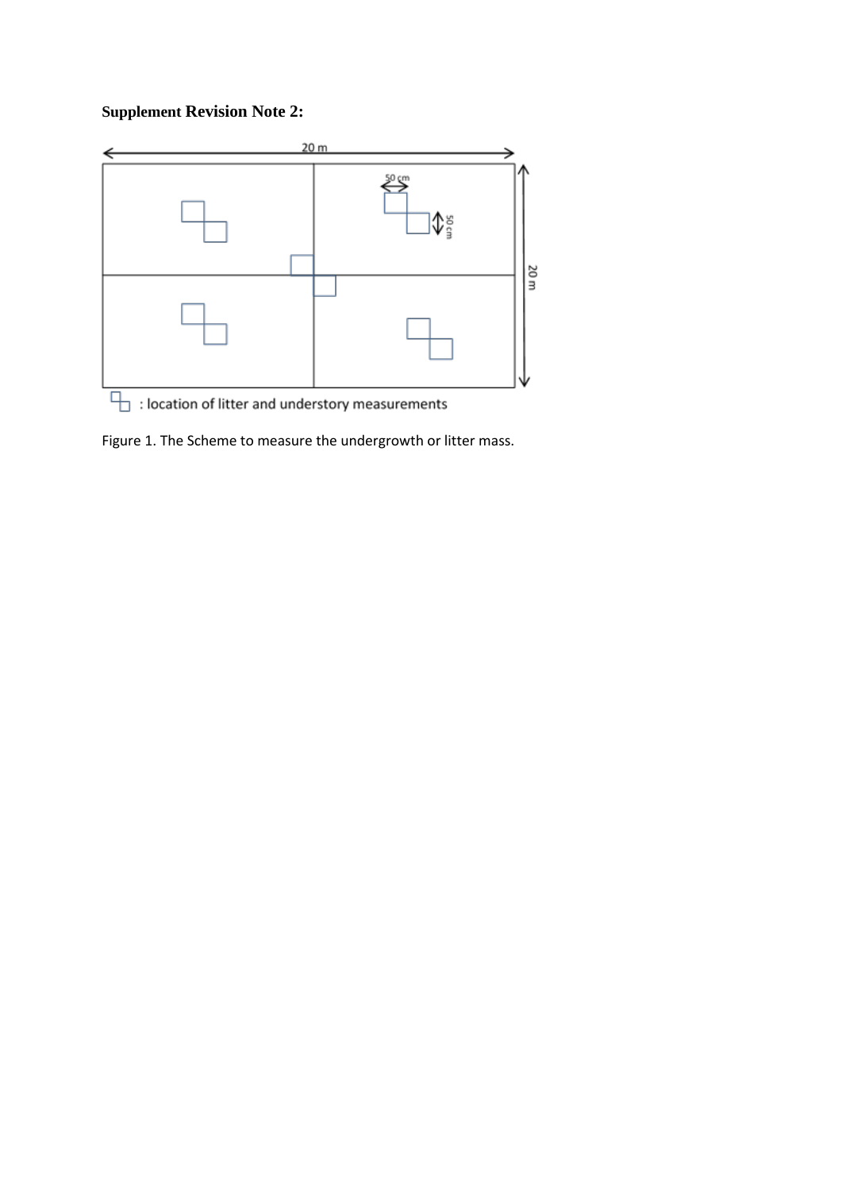**Supplement Revision Note 2:**

Figure 1. The Scheme to measure the undergrowth or litter mass.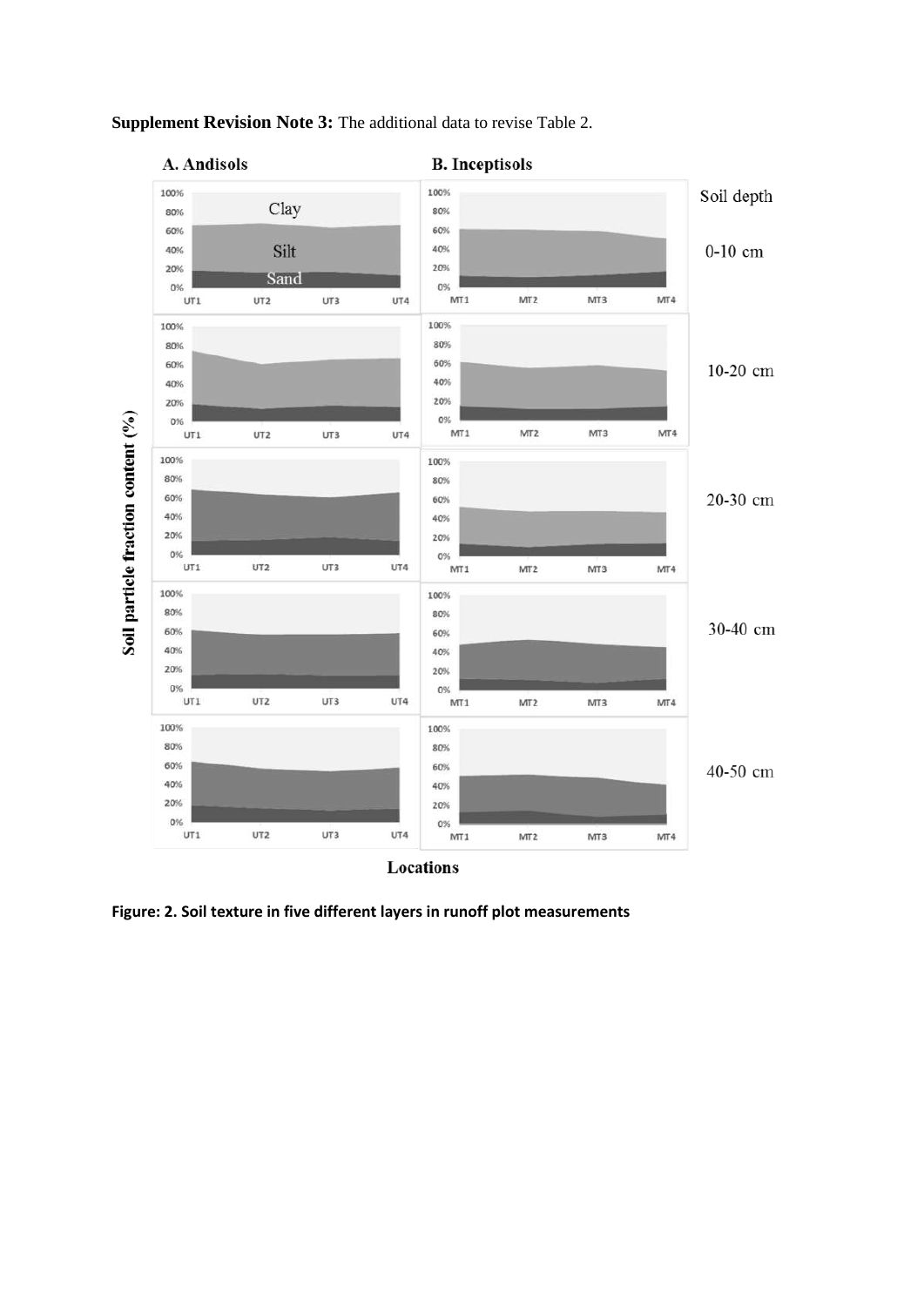**Supplement Revision Note 3:** The additional data to revise Table 2.

**Figure: 2. Soil texture in five different layers in runoff plot measurements**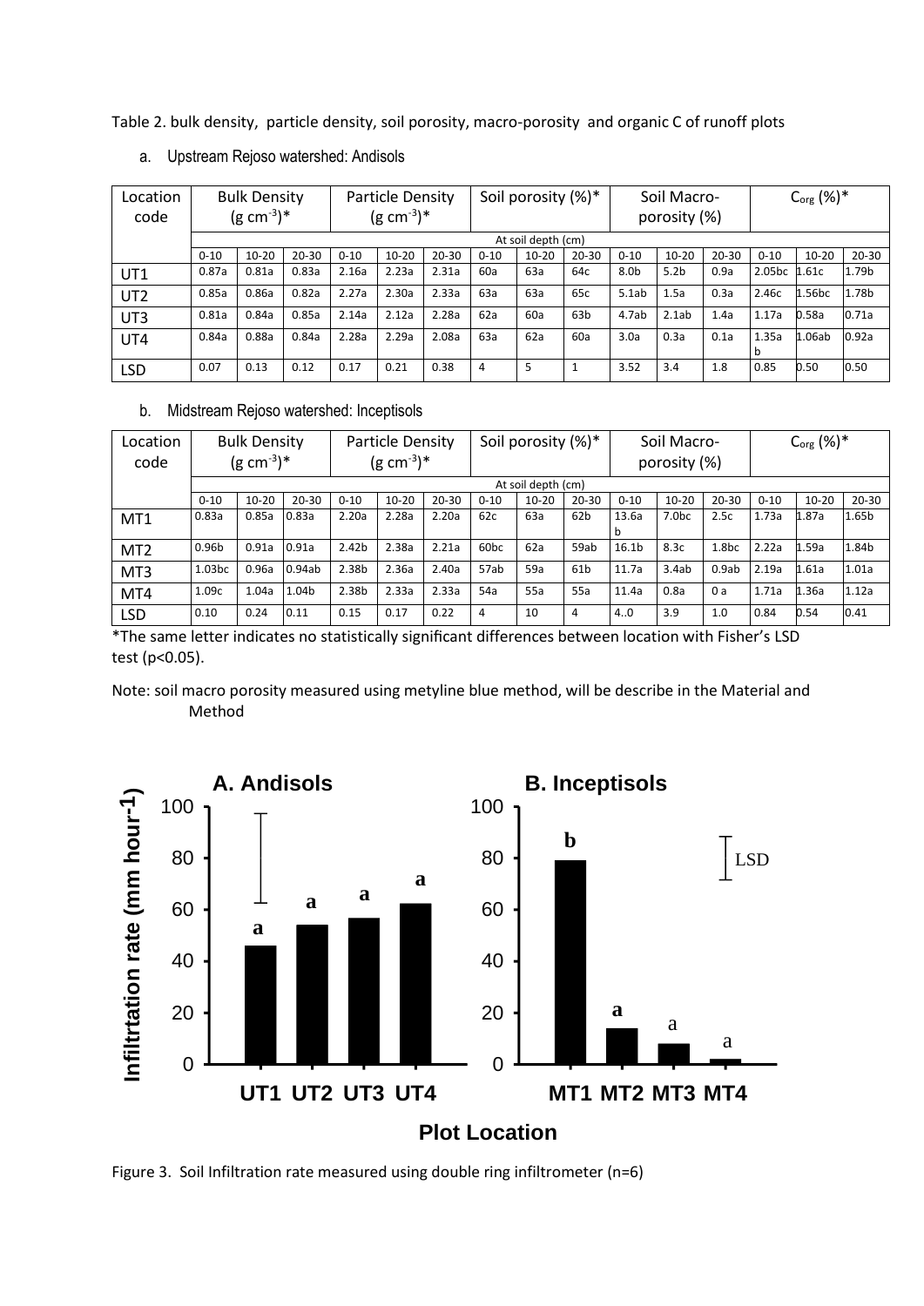Table 2. bulk density, particle density, soil porosity, macro-porosity and organic C of runoff plots

a. Upstream Rejoso watershed: Andisols

| Location code | Bulk Density (g cm$^{-3}$)* | | | Particle Density (g cm$^{-3}$)* | | | Soil porosity (%)* | | | Soil Macro-porosity (%) | | | $C_{org}$ (%)* | | |
|---|---|---|---|---|---|---|---|---|---|---|---|---|---|---|---|
| | At soil depth (cm) | | | | | | | | | | | | | | |
| | 0-10 | 10-20 | 20-30 | 0-10 | 10-20 | 20-30 | 0-10 | 10-20 | 20-30 | 0-10 | 10-20 | 20-30 | 0-10 | 10-20 | 20-30 |
| UT1 | 0.87a | 0.81a | 0.83a | 2.16a | 2.23a | 2.31a | 60a | 63a | 64c | 8.0b | 5.2b | 0.9a | 2.05bc | 1.61c | 1.79b |
| UT2 | 0.85a | 0.86a | 0.82a | 2.27a | 2.30a | 2.33a | 63a | 63a | 65c | 5.1ab | 1.5a | 0.3a | 2.46c | 1.56bc | 1.78b |
| UT3 | 0.81a | 0.84a | 0.85a | 2.14a | 2.12a | 2.28a | 62a | 60a | 63b | 4.7ab | 2.1ab | 1.4a | 1.17a | 0.58a | 0.71a |
| UT4 | 0.84a | 0.88a | 0.84a | 2.28a | 2.29a | 2.08a | 63a | 62a | 60a | 3.0a | 0.3a | 0.1a | 1.35ab | 1.06ab | 0.92a |
| LSD | 0.07 | 0.13 | 0.12 | 0.17 | 0.21 | 0.38 | 4 | 5 | 1 | 3.52 | 3.4 | 1.8 | 0.85 | 0.50 | 0.50 |

b. Midstream Rejoso watershed: Inceptisols

| Location code | Bulk Density (g cm$^{-3}$)* | | | Particle Density (g cm$^{-3}$)* | | | Soil porosity (%)* | | | Soil Macro-porosity (%) | | | $C_{org}$ (%)* | | |
|---|---|---|---|---|---|---|---|---|---|---|---|---|---|---|---|
| | At soil depth (cm) | | | | | | | | | | | | | | |
| | 0-10 | 10-20 | 20-30 | 0-10 | 10-20 | 20-30 | 0-10 | 10-20 | 20-30 | 0-10 | 10-20 | 20-30 | 0-10 | 10-20 | 20-30 |
| MT1 | 0.83a | 0.85a | 0.83a | 2.20a | 2.28a | 2.20a | 62c | 63a | 62b | 13.6ab | 7.0bc | 2.5c | 1.73a | 1.87a | 1.65b |
| MT2 | 0.96b | 0.91a | 0.91a | 2.42b | 2.38a | 2.21a | 60bc | 62a | 59ab | 16.1b | 8.3c | 1.8bc | 2.22a | 1.59a | 1.84b |
| MT3 | 1.03bc | 0.96a | 0.94ab | 2.38b | 2.36a | 2.40a | 57ab | 59a | 61b | 11.7a | 3.4ab | 0.9ab | 2.19a | 1.61a | 1.01a |
| MT4 | 1.09c | 1.04a | 1.04b | 2.38b | 2.33a | 2.33a | 54a | 55a | 55a | 11.4a | 0.8a | 0 a | 1.71a | 1.36a | 1.12a |
| LSD | 0.10 | 0.24 | 0.11 | 0.15 | 0.17 | 0.22 | 4 | 10 | 4 | 4..0 | 3.9 | 1.0 | 0.84 | 0.54 | 0.41 |

*The same letter indicates no statistically significant differences between location with Fisher's LSD test ($p<0.05$).

Note: soil macro porosity measured using metyline blue method, will be describe in the Material and Method

Figure 3. Soil Infiltration rate measured using double ring infiltrometer (n=6)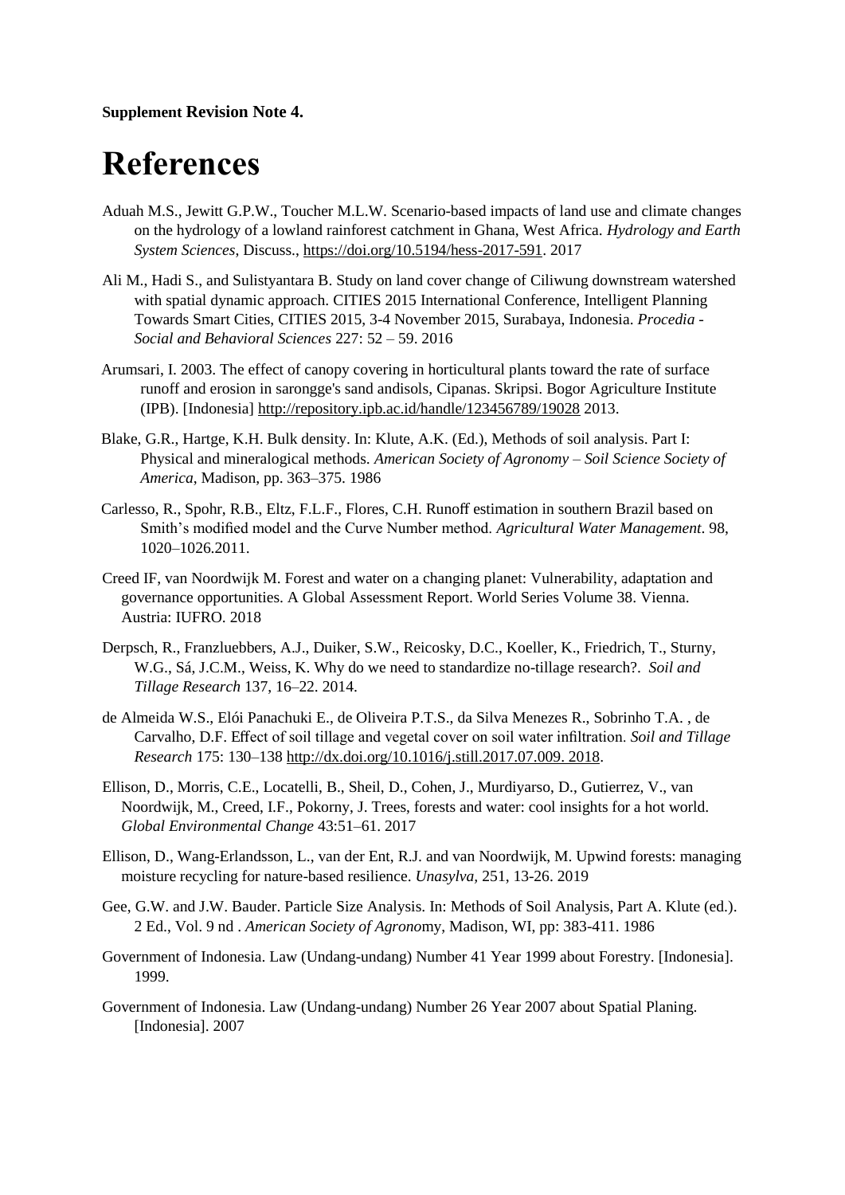**Supplement Revision Note 4.**

# References

Aduah M.S., Jewitt G.P.W., Toucher M.L.W. Scenario-based impacts of land use and climate changes on the hydrology of a lowland rainforest catchment in Ghana, West Africa. *Hydrology and Earth System Sciences*, Discuss., https://doi.org/10.5194/hess-2017-591. 2017

Ali M., Hadi S., and Sulistyantara B. Study on land cover change of Ciliwung downstream watershed with spatial dynamic approach. CITIES 2015 International Conference, Intelligent Planning Towards Smart Cities, CITIES 2015, 3-4 November 2015, Surabaya, Indonesia. *Procedia - Social and Behavioral Sciences* 227: 52 – 59. 2016

Arumsari, I. 2003. The effect of canopy covering in horticultural plants toward the rate of surface runoff and erosion in sarongge's sand andisols, Cipanas. Skripsi. Bogor Agriculture Institute (IPB). [Indonesia] http://repository.ipb.ac.id/handle/123456789/19028 2013.

Blake, G.R., Hartge, K.H. Bulk density. In: Klute, A.K. (Ed.), Methods of soil analysis. Part I: Physical and mineralogical methods. *American Society of Agronomy – Soil Science Society of America*, Madison, pp. 363–375. 1986

Carlesso, R., Spohr, R.B., Eltz, F.L.F., Flores, C.H. Runoff estimation in southern Brazil based on Smith's modified model and the Curve Number method. *Agricultural Water Management*. 98, 1020–1026.2011.

Creed IF, van Noordwijk M. Forest and water on a changing planet: Vulnerability, adaptation and governance opportunities. A Global Assessment Report. World Series Volume 38. Vienna. Austria: IUFRO. 2018

Derpsch, R., Franzluebbers, A.J., Duiker, S.W., Reicosky, D.C., Koeller, K., Friedrich, T., Sturny, W.G., Sá, J.C.M., Weiss, K. Why do we need to standardize no-tillage research?. *Soil and Tillage Research* 137, 16–22. 2014.

de Almeida W.S., Elói Panachuki E., de Oliveira P.T.S., da Silva Menezes R., Sobrinho T.A. , de Carvalho, D.F. Effect of soil tillage and vegetal cover on soil water infiltration. *Soil and Tillage Research* 175: 130–138 http://dx.doi.org/10.1016/j.still.2017.07.009. 2018.

Ellison, D., Morris, C.E., Locatelli, B., Sheil, D., Cohen, J., Murdiyarso, D., Gutierrez, V., van Noordwijk, M., Creed, I.F., Pokorny, J. Trees, forests and water: cool insights for a hot world. *Global Environmental Change* 43:51–61. 2017

Ellison, D., Wang-Erlandsson, L., van der Ent, R.J. and van Noordwijk, M. Upwind forests: managing moisture recycling for nature-based resilience. *Unasylva*, 251, 13-26. 2019

Gee, G.W. and J.W. Bauder. Particle Size Analysis. In: Methods of Soil Analysis, Part A. Klute (ed.). 2 Ed., Vol. 9 nd . *American Society of Agrono*my, Madison, WI, pp: 383-411. 1986

Government of Indonesia. Law (Undang-undang) Number 41 Year 1999 about Forestry. [Indonesia]. 1999.

Government of Indonesia. Law (Undang-undang) Number 26 Year 2007 about Spatial Planing. [Indonesia]. 2007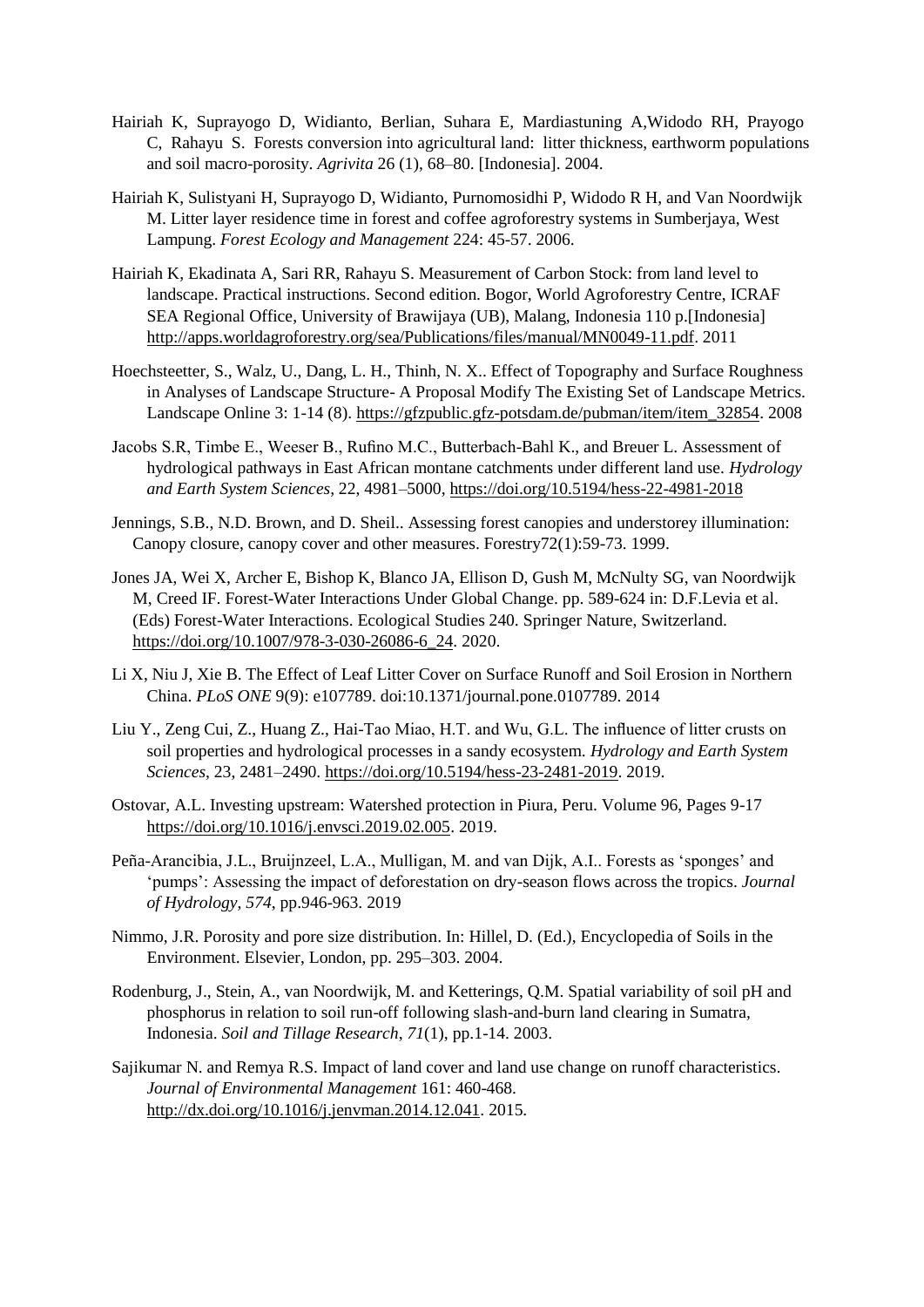Hairiah K, Suprayogo D, Widianto, Berlian, Suhara E, Mardiastuning A,Widodo RH, Prayogo C, Rahayu S. Forests conversion into agricultural land: litter thickness, earthworm populations and soil macro-porosity. *Agrivita* 26 (1), 68–80. [Indonesia]. 2004.

Hairiah K, Sulistyani H, Suprayogo D, Widianto, Purnomosidhi P, Widodo R H, and Van Noordwijk M. Litter layer residence time in forest and coffee agroforestry systems in Sumberjaya, West Lampung. *Forest Ecology and Management* 224: 45-57. 2006.

Hairiah K, Ekadinata A, Sari RR, Rahayu S. Measurement of Carbon Stock: from land level to landscape. Practical instructions. Second edition. Bogor, World Agroforestry Centre, ICRAF SEA Regional Office, University of Brawijaya (UB), Malang, Indonesia 110 p.[Indonesia] http://apps.worldagroforestry.org/sea/Publications/files/manual/MN0049-11.pdf. 2011

Hoechsteetter, S., Walz, U., Dang, L. H., Thinh, N. X.. Effect of Topography and Surface Roughness in Analyses of Landscape Structure- A Proposal Modify The Existing Set of Landscape Metrics. Landscape Online 3: 1-14 (8). https://gfzpublic.gfz-potsdam.de/pubman/item/item_32854. 2008

Jacobs S.R, Timbe E., Weeser B., Rufino M.C., Butterbach-Bahl K., and Breuer L. Assessment of hydrological pathways in East African montane catchments under different land use. *Hydrology and Earth System Sciences*, 22, 4981–5000, https://doi.org/10.5194/hess-22-4981-2018

Jennings, S.B., N.D. Brown, and D. Sheil.. Assessing forest canopies and understorey illumination: Canopy closure, canopy cover and other measures. Forestry72(1):59-73. 1999.

Jones JA, Wei X, Archer E, Bishop K, Blanco JA, Ellison D, Gush M, McNulty SG, van Noordwijk M, Creed IF. Forest-Water Interactions Under Global Change. pp. 589-624 in: D.F.Levia et al. (Eds) Forest-Water Interactions. Ecological Studies 240. Springer Nature, Switzerland. https://doi.org/10.1007/978-3-030-26086-6_24. 2020.

Li X, Niu J, Xie B. The Effect of Leaf Litter Cover on Surface Runoff and Soil Erosion in Northern China. *PLoS ONE* 9(9): e107789. doi:10.1371/journal.pone.0107789. 2014

Liu Y., Zeng Cui, Z., Huang Z., Hai-Tao Miao, H.T. and Wu, G.L. The influence of litter crusts on soil properties and hydrological processes in a sandy ecosystem. *Hydrology and Earth System Sciences*, 23, 2481–2490. https://doi.org/10.5194/hess-23-2481-2019. 2019.

Ostovar, A.L. Investing upstream: Watershed protection in Piura, Peru. Volume 96, Pages 9-17 https://doi.org/10.1016/j.envsci.2019.02.005. 2019.

Peña-Arancibia, J.L., Bruijnzeel, L.A., Mulligan, M. and van Dijk, A.I.. Forests as 'sponges' and 'pumps': Assessing the impact of deforestation on dry-season flows across the tropics. *Journal of Hydrology*, *574*, pp.946-963. 2019

Nimmo, J.R. Porosity and pore size distribution. In: Hillel, D. (Ed.), Encyclopedia of Soils in the Environment. Elsevier, London, pp. 295–303. 2004.

Rodenburg, J., Stein, A., van Noordwijk, M. and Ketterings, Q.M. Spatial variability of soil pH and phosphorus in relation to soil run-off following slash-and-burn land clearing in Sumatra, Indonesia. *Soil and Tillage Research*, *71*(1), pp.1-14. 2003.

Sajikumar N. and Remya R.S. Impact of land cover and land use change on runoff characteristics. *Journal of Environmental Management* 161: 460-468. http://dx.doi.org/10.1016/j.jenvman.2014.12.041. 2015.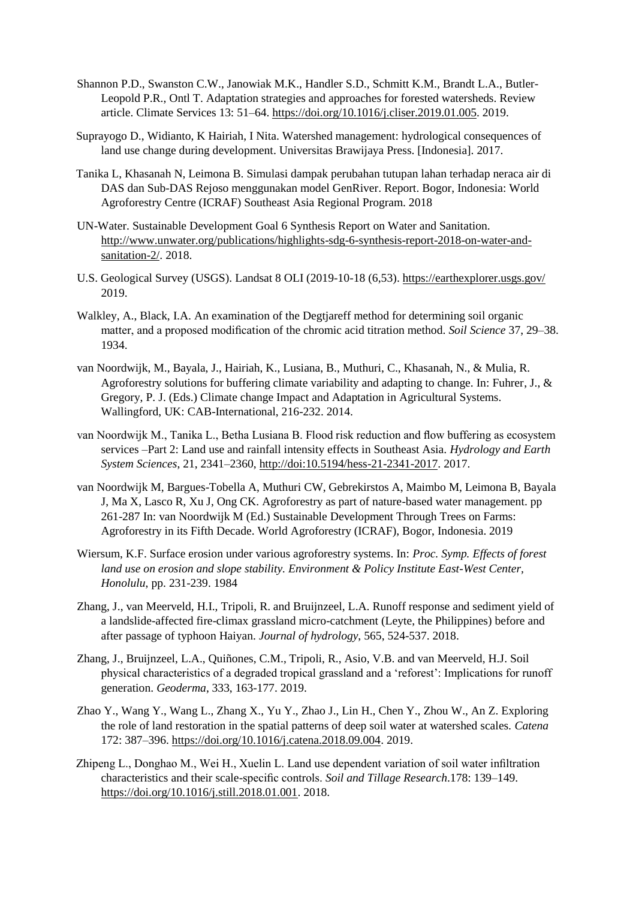Shannon P.D., Swanston C.W., Janowiak M.K., Handler S.D., Schmitt K.M., Brandt L.A., Butler-Leopold P.R., Ontl T. Adaptation strategies and approaches for forested watersheds. Review article. Climate Services 13: 51–64. https://doi.org/10.1016/j.cliser.2019.01.005. 2019.

Suprayogo D., Widianto, K Hairiah, I Nita. Watershed management: hydrological consequences of land use change during development. Universitas Brawijaya Press. [Indonesia]. 2017.

Tanika L, Khasanah N, Leimona B. Simulasi dampak perubahan tutupan lahan terhadap neraca air di DAS dan Sub-DAS Rejoso menggunakan model GenRiver. Report. Bogor, Indonesia: World Agroforestry Centre (ICRAF) Southeast Asia Regional Program. 2018

UN-Water. Sustainable Development Goal 6 Synthesis Report on Water and Sanitation. http://www.unwater.org/publications/highlights-sdg-6-synthesis-report-2018-on-water-and-sanitation-2/. 2018.

U.S. Geological Survey (USGS). Landsat 8 OLI (2019-10-18 (6,53). https://earthexplorer.usgs.gov/ 2019.

Walkley, A., Black, I.A. An examination of the Degtjareff method for determining soil organic matter, and a proposed modification of the chromic acid titration method. *Soil Science* 37, 29–38. 1934.

van Noordwijk, M., Bayala, J., Hairiah, K., Lusiana, B., Muthuri, C., Khasanah, N., & Mulia, R. Agroforestry solutions for buffering climate variability and adapting to change. In: Fuhrer, J., & Gregory, P. J. (Eds.) Climate change Impact and Adaptation in Agricultural Systems. Wallingford, UK: CAB-International, 216-232. 2014.

van Noordwijk M., Tanika L., Betha Lusiana B. Flood risk reduction and flow buffering as ecosystem services –Part 2: Land use and rainfall intensity effects in Southeast Asia. *Hydrology and Earth System Sciences*, 21, 2341–2360, http://doi:10.5194/hess-21-2341-2017. 2017.

van Noordwijk M, Bargues-Tobella A, Muthuri CW, Gebrekirstos A, Maimbo M, Leimona B, Bayala J, Ma X, Lasco R, Xu J, Ong CK. Agroforestry as part of nature-based water management. pp 261-287 In: van Noordwijk M (Ed.) Sustainable Development Through Trees on Farms: Agroforestry in its Fifth Decade. World Agroforestry (ICRAF), Bogor, Indonesia. 2019

Wiersum, K.F. Surface erosion under various agroforestry systems. In: *Proc. Symp. Effects of forest land use on erosion and slope stability. Environment & Policy Institute East-West Center, Honolulu*, pp. 231-239. 1984

Zhang, J., van Meerveld, H.I., Tripoli, R. and Bruijnzeel, L.A. Runoff response and sediment yield of a landslide-affected fire-climax grassland micro-catchment (Leyte, the Philippines) before and after passage of typhoon Haiyan. *Journal of hydrology*, 565, 524-537. 2018.

Zhang, J., Bruijnzeel, L.A., Quiñones, C.M., Tripoli, R., Asio, V.B. and van Meerveld, H.J. Soil physical characteristics of a degraded tropical grassland and a 'reforest': Implications for runoff generation. *Geoderma*, 333, 163-177. 2019.

Zhao Y., Wang Y., Wang L., Zhang X., Yu Y., Zhao J., Lin H., Chen Y., Zhou W., An Z. Exploring the role of land restoration in the spatial patterns of deep soil water at watershed scales. *Catena* 172: 387–396. https://doi.org/10.1016/j.catena.2018.09.004. 2019.

Zhipeng L., Donghao M., Wei H., Xuelin L. Land use dependent variation of soil water infiltration characteristics and their scale-specific controls. *Soil and Tillage Research*.178: 139–149. https://doi.org/10.1016/j.still.2018.01.001. 2018.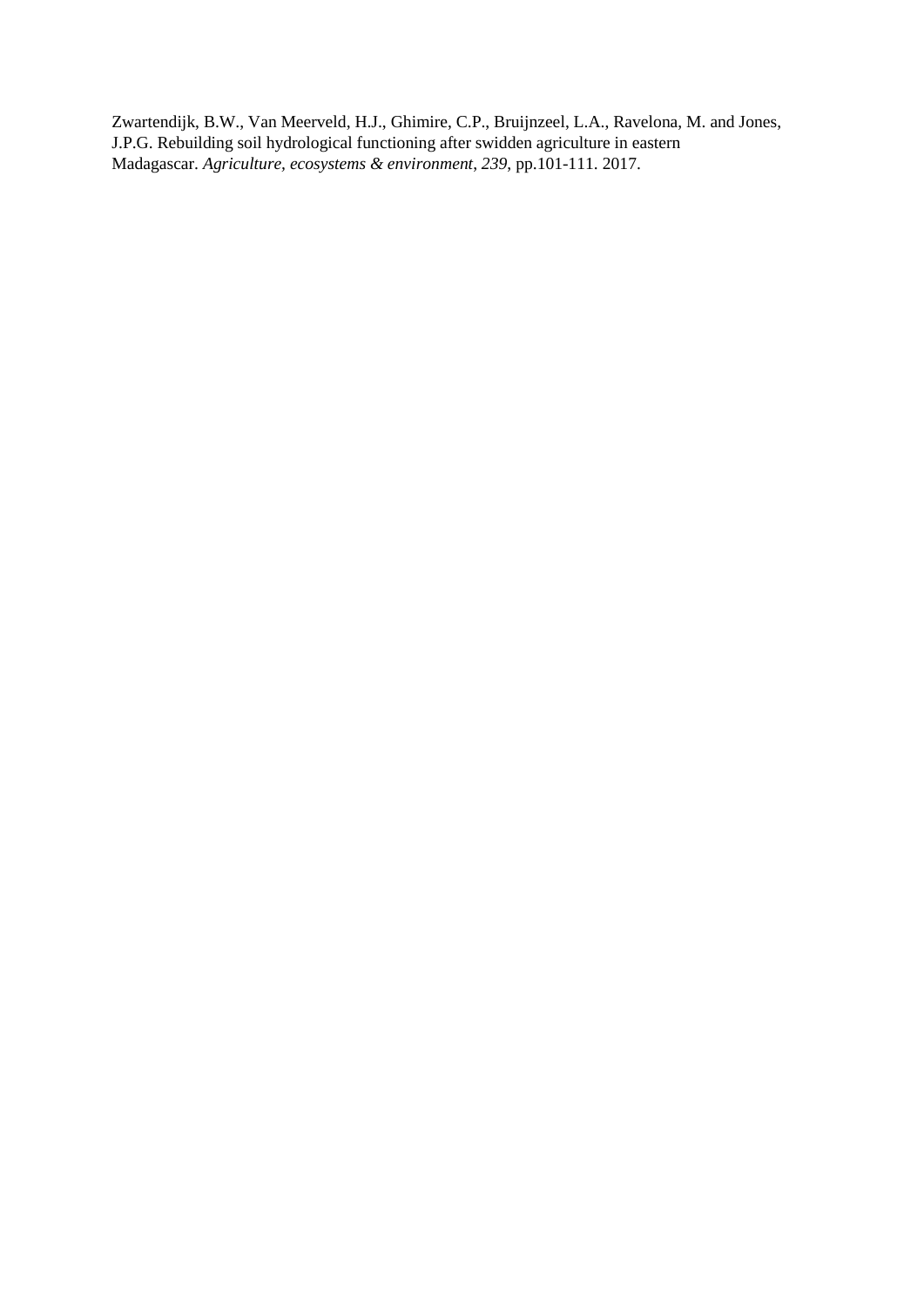Zwartendijk, B.W., Van Meerveld, H.J., Ghimire, C.P., Bruijnzeel, L.A., Ravelona, M. and Jones, J.P.G. Rebuilding soil hydrological functioning after swidden agriculture in eastern Madagascar. *Agriculture, ecosystems & environment*, *239*, pp.101-111. 2017.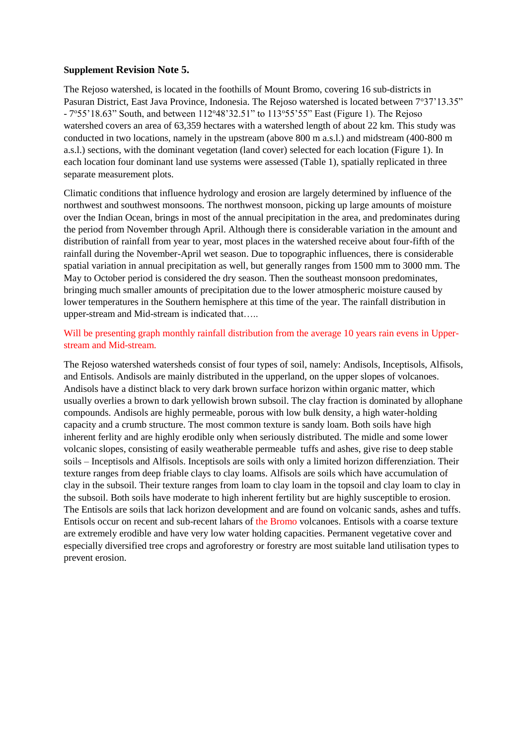**Supplement Revision Note 5.**

The Rejoso watershed, is located in the foothills of Mount Bromo, covering 16 sub-districts in Pasuran District, East Java Province, Indonesia. The Rejoso watershed is located between 7$^{o}$37'13.35" - 7$^{o}$55'18.63" South, and between 112$^{o}$48'32.51" to 113$^{o}$55'55" East (Figure 1). The Rejoso watershed covers an area of 63,359 hectares with a watershed length of about 22 km. This study was conducted in two locations, namely in the upstream (above 800 m a.s.l.) and midstream (400-800 m a.s.l.) sections, with the dominant vegetation (land cover) selected for each location (Figure 1). In each location four dominant land use systems were assessed (Table 1), spatially replicated in three separate measurement plots.

Climatic conditions that influence hydrology and erosion are largely determined by influence of the northwest and southwest monsoons. The northwest monsoon, picking up large amounts of moisture over the Indian Ocean, brings in most of the annual precipitation in the area, and predominates during the period from November through April. Although there is considerable variation in the amount and distribution of rainfall from year to year, most places in the watershed receive about four-fifth of the rainfall during the November-April wet season. Due to topographic influences, there is considerable spatial variation in annual precipitation as well, but generally ranges from 1500 mm to 3000 mm. The May to October period is considered the dry season. Then the southeast monsoon predominates, bringing much smaller amounts of precipitation due to the lower atmospheric moisture caused by lower temperatures in the Southern hemisphere at this time of the year. The rainfall distribution in upper-stream and Mid-stream is indicated that…..

Will be presenting graph monthly rainfall distribution from the average 10 years rain evens in Upper-stream and Mid-stream.

The Rejoso watershed watersheds consist of four types of soil, namely: Andisols, Inceptisols, Alfisols, and Entisols. Andisols are mainly distributed in the upperland, on the upper slopes of volcanoes. Andisols have a distinct black to very dark brown surface horizon within organic matter, which usually overlies a brown to dark yellowish brown subsoil. The clay fraction is dominated by allophane compounds. Andisols are highly permeable, porous with low bulk density, a high water-holding capacity and a crumb structure. The most common texture is sandy loam. Both soils have high inherent ferlity and are highly erodible only when seriously distributed. The midle and some lower volcanic slopes, consisting of easily weatherable permeable tuffs and ashes, give rise to deep stable soils – Inceptisols and Alfisols. Inceptisols are soils with only a limited horizon differenziation. Their texture ranges from deep friable clays to clay loams. Alfisols are soils which have accumulation of clay in the subsoil. Their texture ranges from loam to clay loam in the topsoil and clay loam to clay in the subsoil. Both soils have moderate to high inherent fertility but are highly susceptible to erosion. The Entisols are soils that lack horizon development and are found on volcanic sands, ashes and tuffs. Entisols occur on recent and sub-recent lahars of the Bromo volcanoes. Entisols with a coarse texture are extremely erodible and have very low water holding capacities. Permanent vegetative cover and especially diversified tree crops and agroforestry or forestry are most suitable land utilisation types to prevent erosion.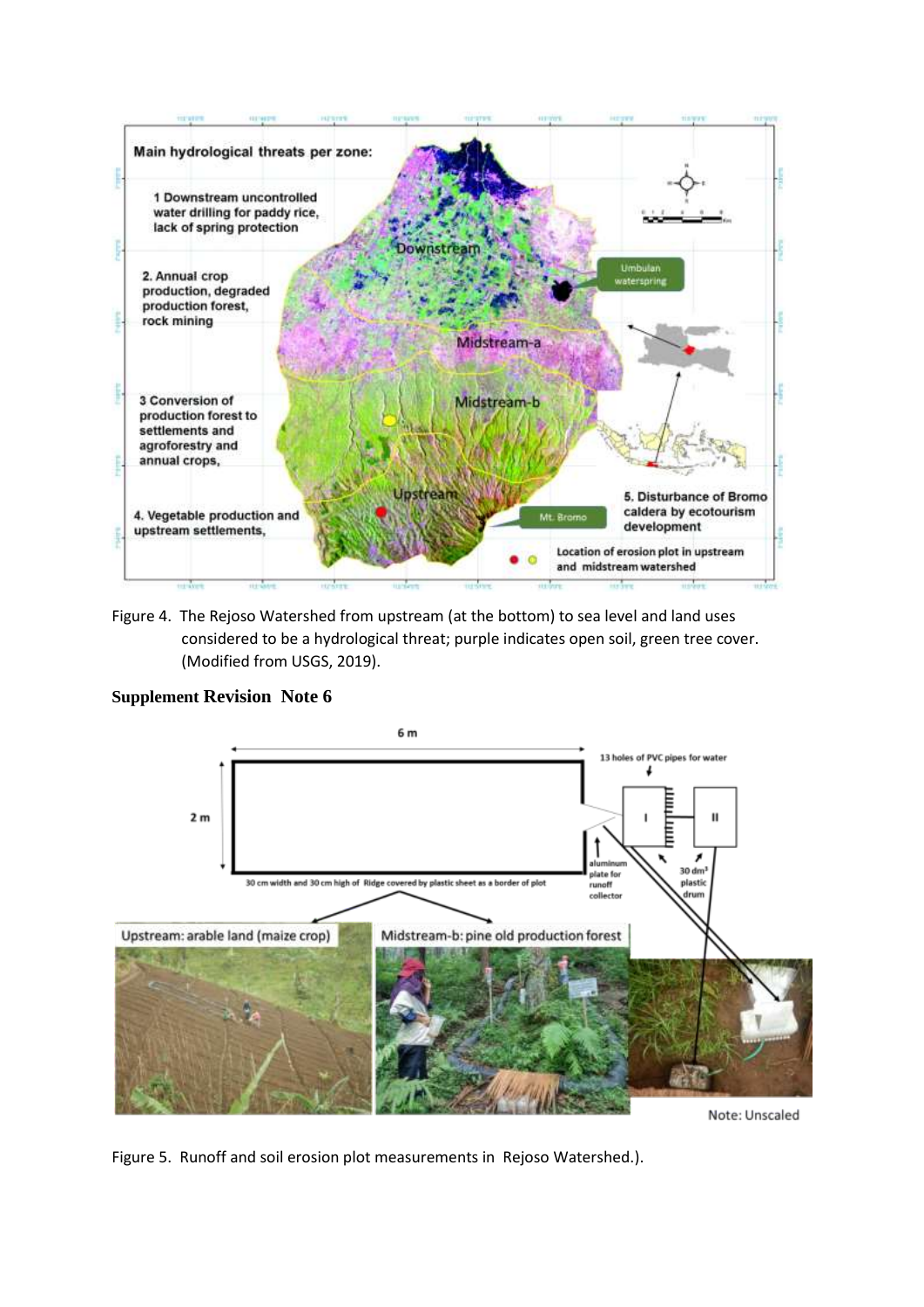Figure 4. The Rejoso Watershed from upstream (at the bottom) to sea level and land uses considered to be a hydrological threat; purple indicates open soil, green tree cover. (Modified from USGS, 2019).

## Supplement Revision Note 6

Figure 5. Runoff and soil erosion plot measurements in Rejoso Watershed.).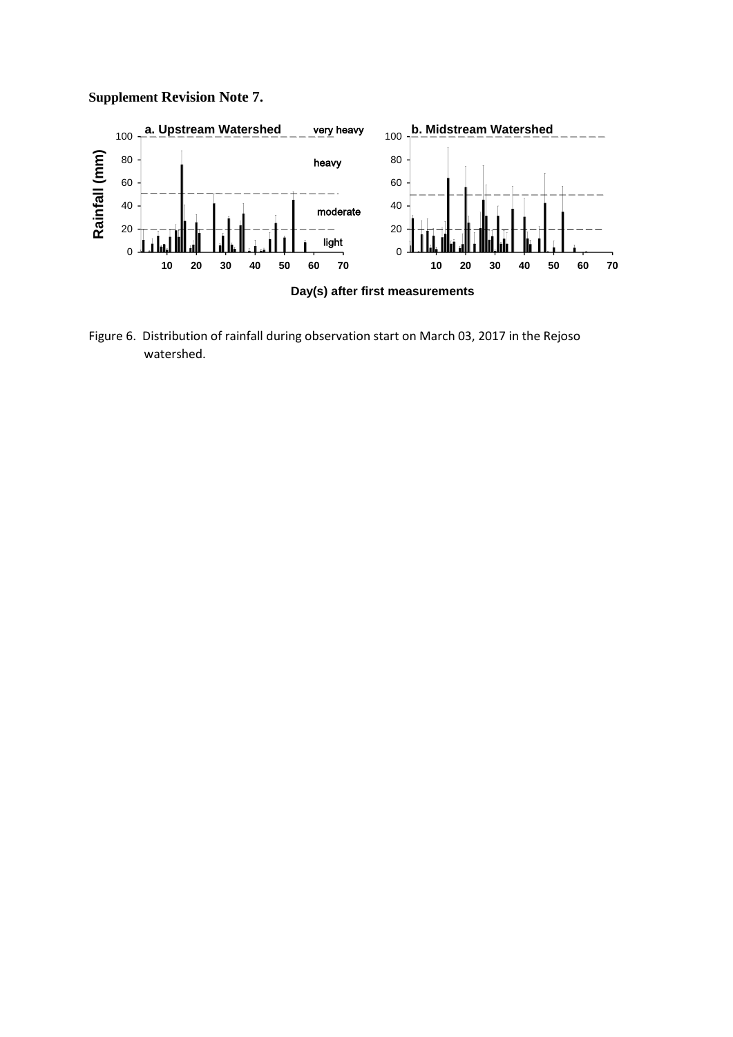**Supplement Revision Note 7.**

a. Upstream Watershed

b. Midstream Watershed

very heavy

heavy

moderate

light

Rainfall (mm)

100

80

60

40

20

0

10 20 30 40 50 60 70

Day(s) after first measurements

Figure 6. Distribution of rainfall during observation start on March 03, 2017 in the Rejoso watershed.